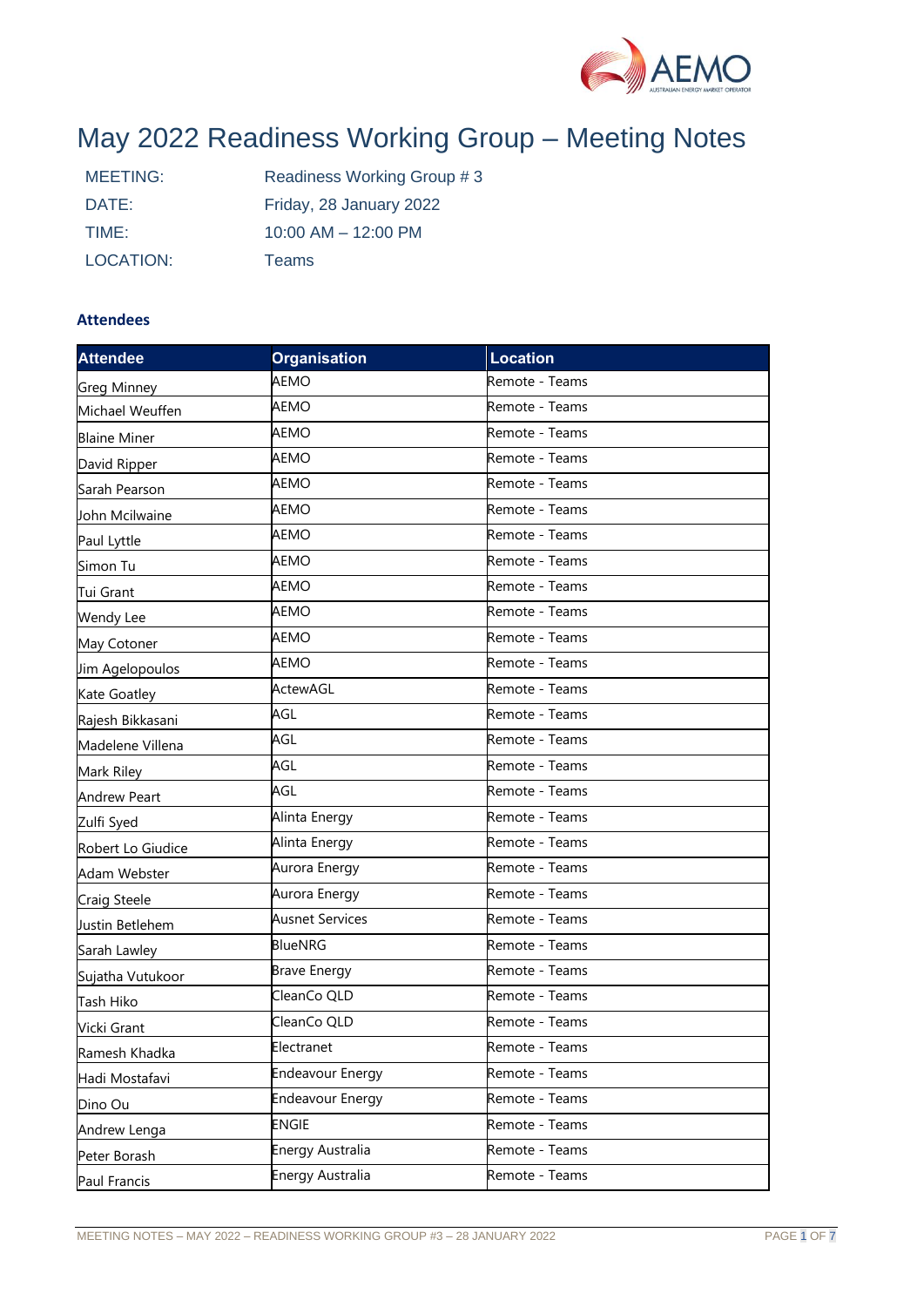# May 2022 Readiness Working Group – Meeting Notes

| | |
|---|---|
| MEETING: | Readiness Working Group # 3 |
| DATE: | Friday, 28 January 2022 |
| TIME: | 10:00 AM – 12:00 PM |
| LOCATION: | Teams |

### Attendees

| Attendee | Organisation | Location |
|---|---|---|
| Greg Minney | AEMO | Remote - Teams |
| Michael Weuffen | AEMO | Remote - Teams |
| Blaine Miner | AEMO | Remote - Teams |
| David Ripper | AEMO | Remote - Teams |
| Sarah Pearson | AEMO | Remote - Teams |
| John Mcilwaine | AEMO | Remote - Teams |
| Paul Lyttle | AEMO | Remote - Teams |
| Simon Tu | AEMO | Remote - Teams |
| Tui Grant | AEMO | Remote - Teams |
| Wendy Lee | AEMO | Remote - Teams |
| May Cotoner | AEMO | Remote - Teams |
| Jim Agelopoulos | AEMO | Remote - Teams |
| Kate Goatley | ActewAGL | Remote - Teams |
| Rajesh Bikkasani | AGL | Remote - Teams |
| Madelene Villena | AGL | Remote - Teams |
| Mark Riley | AGL | Remote - Teams |
| Andrew Peart | AGL | Remote - Teams |
| Zulfi Syed | Alinta Energy | Remote - Teams |
| Robert Lo Giudice | Alinta Energy | Remote - Teams |
| Adam Webster | Aurora Energy | Remote - Teams |
| Craig Steele | Aurora Energy | Remote - Teams |
| Justin Betlehem | Ausnet Services | Remote - Teams |
| Sarah Lawley | BlueNRG | Remote - Teams |
| Sujatha Vutukoor | Brave Energy | Remote - Teams |
| Tash Hiko | CleanCo QLD | Remote - Teams |
| Vicki Grant | CleanCo QLD | Remote - Teams |
| Ramesh Khadka | Electranet | Remote - Teams |
| Hadi Mostafavi | Endeavour Energy | Remote - Teams |
| Dino Ou | Endeavour Energy | Remote - Teams |
| Andrew Lenga | ENGIE | Remote - Teams |
| Peter Borash | Energy Australia | Remote - Teams |
| Paul Francis | Energy Australia | Remote - Teams |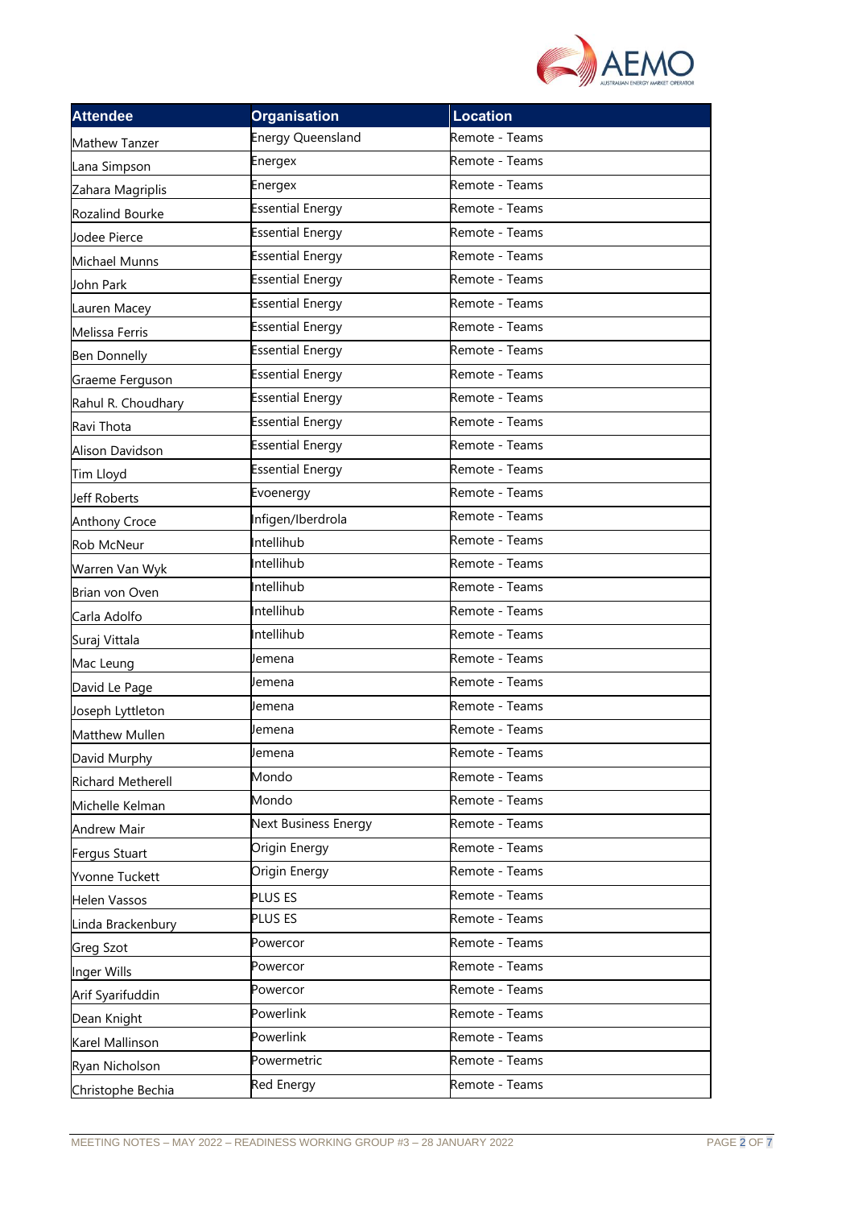| Attendee | Organisation | Location |
| --- | --- | --- |
| Mathew Tanzer | Energy Queensland | Remote - Teams |
| Lana Simpson | Energex | Remote - Teams |
| Zahara Magriplis | Energex | Remote - Teams |
| Rozalind Bourke | Essential Energy | Remote - Teams |
| Jodee Pierce | Essential Energy | Remote - Teams |
| Michael Munns | Essential Energy | Remote - Teams |
| John Park | Essential Energy | Remote - Teams |
| Lauren Macey | Essential Energy | Remote - Teams |
| Melissa Ferris | Essential Energy | Remote - Teams |
| Ben Donnelly | Essential Energy | Remote - Teams |
| Graeme Ferguson | Essential Energy | Remote - Teams |
| Rahul R. Choudhary | Essential Energy | Remote - Teams |
| Ravi Thota | Essential Energy | Remote - Teams |
| Alison Davidson | Essential Energy | Remote - Teams |
| Tim Lloyd | Essential Energy | Remote - Teams |
| Jeff Roberts | Evoenergy | Remote - Teams |
| Anthony Croce | Infigen/Iberdrola | Remote - Teams |
| Rob McNeur | Intellihub | Remote - Teams |
| Warren Van Wyk | Intellihub | Remote - Teams |
| Brian von Oven | Intellihub | Remote - Teams |
| Carla Adolfo | Intellihub | Remote - Teams |
| Suraj Vittala | Intellihub | Remote - Teams |
| Mac Leung | Jemena | Remote - Teams |
| David Le Page | Jemena | Remote - Teams |
| Joseph Lyttleton | Jemena | Remote - Teams |
| Matthew Mullen | Jemena | Remote - Teams |
| David Murphy | Jemena | Remote - Teams |
| Richard Metherell | Mondo | Remote - Teams |
| Michelle Kelman | Mondo | Remote - Teams |
| Andrew Mair | Next Business Energy | Remote - Teams |
| Fergus Stuart | Origin Energy | Remote - Teams |
| Yvonne Tuckett | Origin Energy | Remote - Teams |
| Helen Vassos | PLUS ES | Remote - Teams |
| Linda Brackenbury | PLUS ES | Remote - Teams |
| Greg Szot | Powercor | Remote - Teams |
| Inger Wills | Powercor | Remote - Teams |
| Arif Syarifuddin | Powercor | Remote - Teams |
| Dean Knight | Powerlink | Remote - Teams |
| Karel Mallinson | Powerlink | Remote - Teams |
| Ryan Nicholson | Powermetric | Remote - Teams |
| Christophe Bechia | Red Energy | Remote - Teams |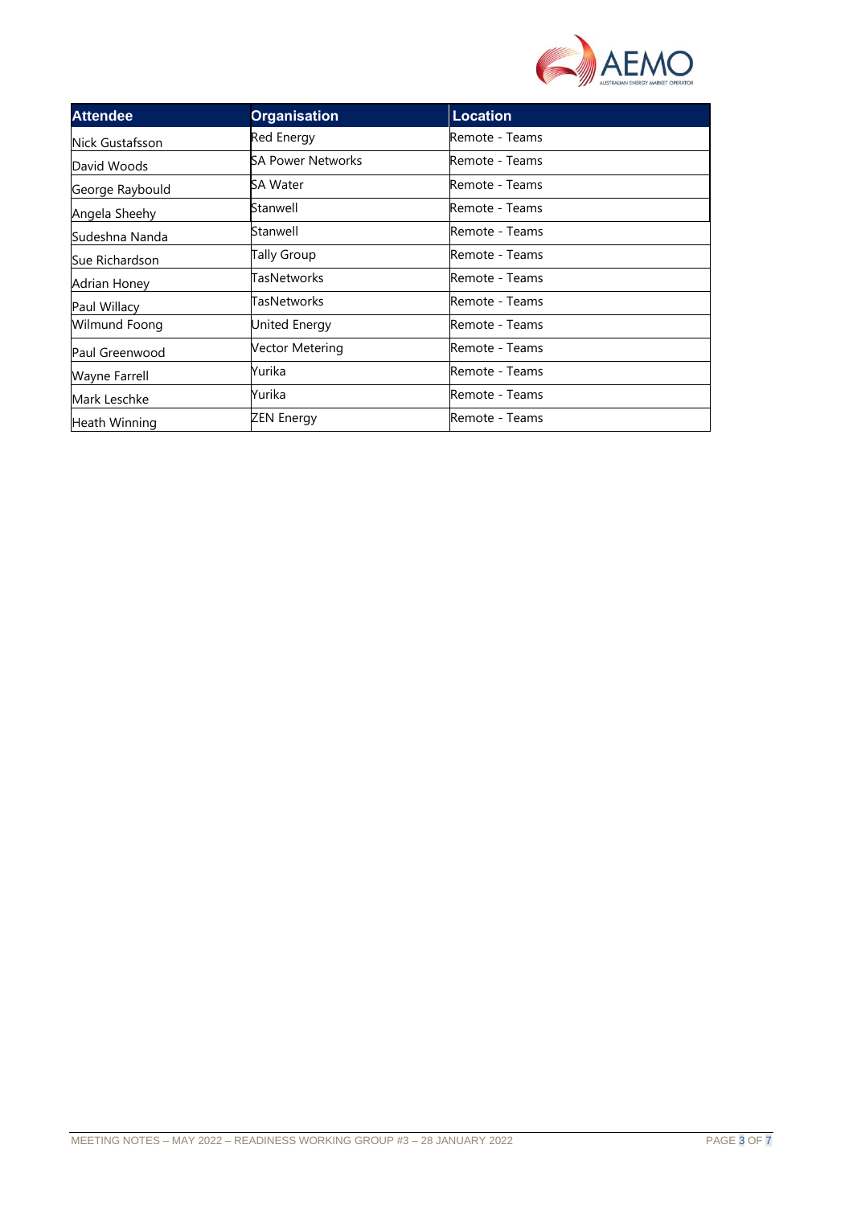| Attendee | Organisation | Location |
| --- | --- | --- |
| Nick Gustafsson | Red Energy | Remote - Teams |
| David Woods | SA Power Networks | Remote - Teams |
| George Raybould | SA Water | Remote - Teams |
| Angela Sheehy | Stanwell | Remote - Teams |
| Sudeshna Nanda | Stanwell | Remote - Teams |
| Sue Richardson | Tally Group | Remote - Teams |
| Adrian Honey | TasNetworks | Remote - Teams |
| Paul Willacy | TasNetworks | Remote - Teams |
| Wilmund Foong | United Energy | Remote - Teams |
| Paul Greenwood | Vector Metering | Remote - Teams |
| Wayne Farrell | Yurika | Remote - Teams |
| Mark Leschke | Yurika | Remote - Teams |
| Heath Winning | ZEN Energy | Remote - Teams |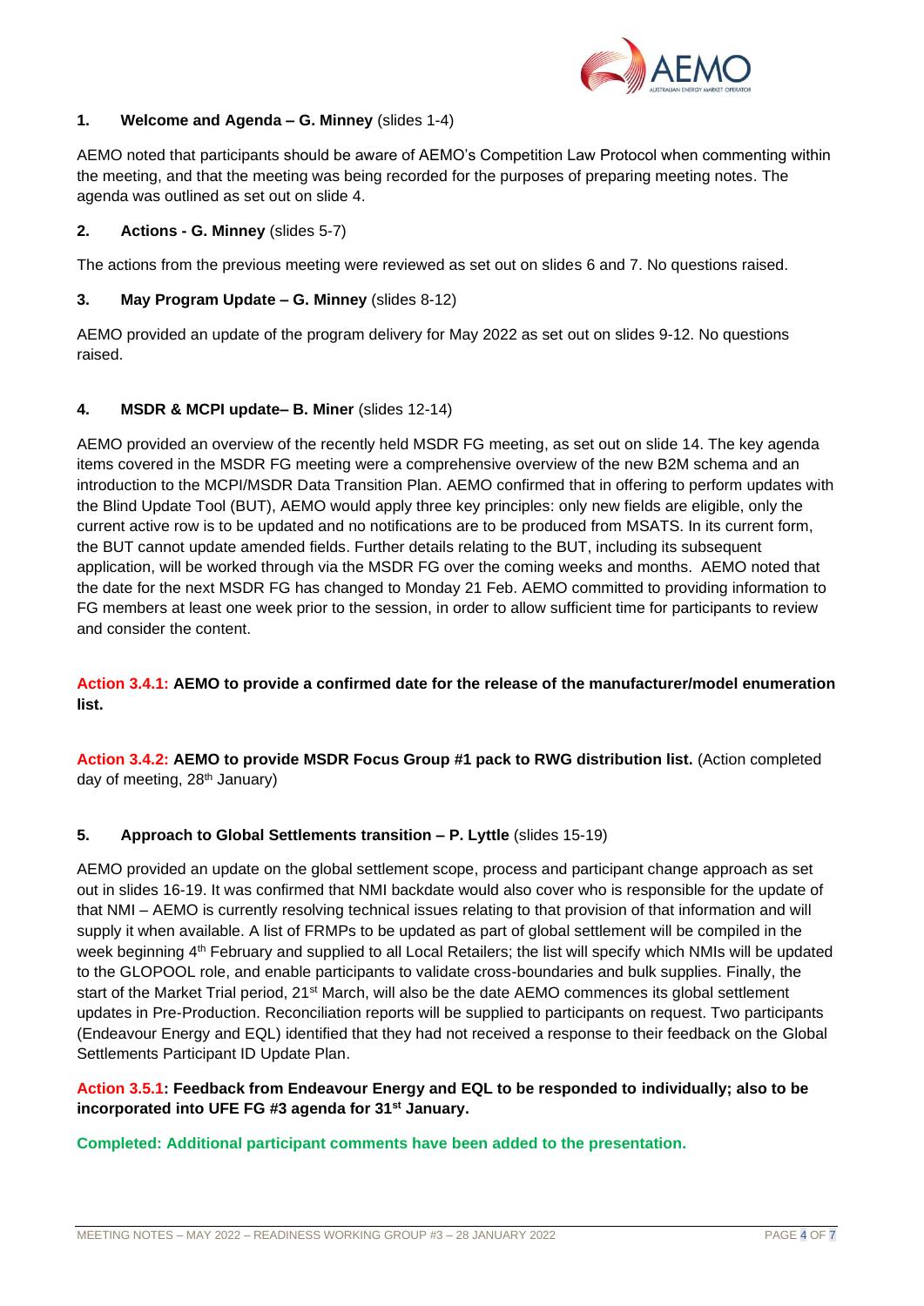**1. Welcome and Agenda – G. Minney** (slides 1-4)

AEMO noted that participants should be aware of AEMO's Competition Law Protocol when commenting within the meeting, and that the meeting was being recorded for the purposes of preparing meeting notes. The agenda was outlined as set out on slide 4.

**2. Actions - G. Minney** (slides 5-7)

The actions from the previous meeting were reviewed as set out on slides 6 and 7. No questions raised.

**3. May Program Update – G. Minney** (slides 8-12)

AEMO provided an update of the program delivery for May 2022 as set out on slides 9-12. No questions raised.

**4. MSDR & MCPI update– B. Miner** (slides 12-14)

AEMO provided an overview of the recently held MSDR FG meeting, as set out on slide 14. The key agenda items covered in the MSDR FG meeting were a comprehensive overview of the new B2M schema and an introduction to the MCPI/MSDR Data Transition Plan. AEMO confirmed that in offering to perform updates with the Blind Update Tool (BUT), AEMO would apply three key principles: only new fields are eligible, only the current active row is to be updated and no notifications are to be produced from MSATS. In its current form, the BUT cannot update amended fields. Further details relating to the BUT, including its subsequent application, will be worked through via the MSDR FG over the coming weeks and months. AEMO noted that the date for the next MSDR FG has changed to Monday 21 Feb. AEMO committed to providing information to FG members at least one week prior to the session, in order to allow sufficient time for participants to review and consider the content.

**Action 3.4.1: AEMO to provide a confirmed date for the release of the manufacturer/model enumeration list.**

**Action 3.4.2: AEMO to provide MSDR Focus Group #1 pack to RWG distribution list.** (Action completed day of meeting, 28th January)

**5. Approach to Global Settlements transition – P. Lyttle** (slides 15-19)

AEMO provided an update on the global settlement scope, process and participant change approach as set out in slides 16-19. It was confirmed that NMI backdate would also cover who is responsible for the update of that NMI – AEMO is currently resolving technical issues relating to that provision of that information and will supply it when available. A list of FRMPs to be updated as part of global settlement will be compiled in the week beginning 4th February and supplied to all Local Retailers; the list will specify which NMIs will be updated to the GLOPOOL role, and enable participants to validate cross-boundaries and bulk supplies. Finally, the start of the Market Trial period, 21st March, will also be the date AEMO commences its global settlement updates in Pre-Production. Reconciliation reports will be supplied to participants on request. Two participants (Endeavour Energy and EQL) identified that they had not received a response to their feedback on the Global Settlements Participant ID Update Plan.

**Action 3.5.1: Feedback from Endeavour Energy and EQL to be responded to individually; also to be incorporated into UFE FG #3 agenda for 31st January.**

**Completed: Additional participant comments have been added to the presentation.**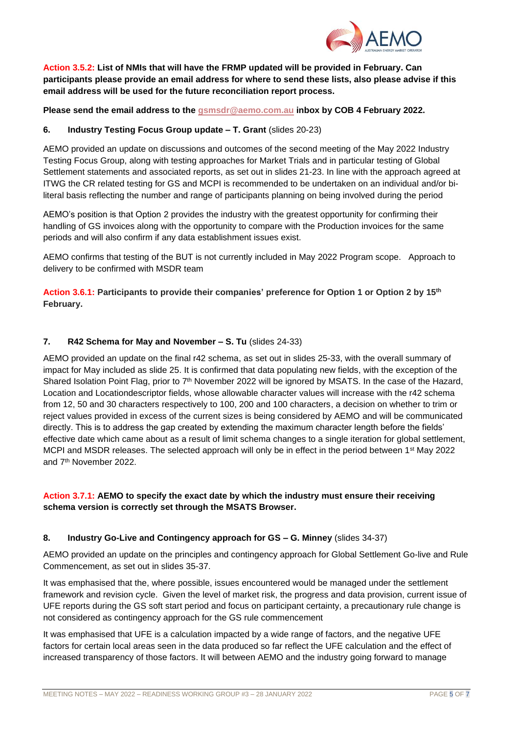**Action 3.5.2: List of NMIs that will have the FRMP updated will be provided in February. Can participants please provide an email address for where to send these lists, also please advise if this email address will be used for the future reconciliation report process.**

**Please send the email address to the gsmsdr@aemo.com.au inbox by COB 4 February 2022.**

## 6. Industry Testing Focus Group update – T. Grant (slides 20-23)

AEMO provided an update on discussions and outcomes of the second meeting of the May 2022 Industry Testing Focus Group, along with testing approaches for Market Trials and in particular testing of Global Settlement statements and associated reports, as set out in slides 21-23. In line with the approach agreed at ITWG the CR related testing for GS and MCPI is recommended to be undertaken on an individual and/or bi-literal basis reflecting the number and range of participants planning on being involved during the period

AEMO's position is that Option 2 provides the industry with the greatest opportunity for confirming their handling of GS invoices along with the opportunity to compare with the Production invoices for the same periods and will also confirm if any data establishment issues exist.

AEMO confirms that testing of the BUT is not currently included in May 2022 Program scope. Approach to delivery to be confirmed with MSDR team

**Action 3.6.1: Participants to provide their companies' preference for Option 1 or Option 2 by 15th February.**

## 7. R42 Schema for May and November – S. Tu (slides 24-33)

AEMO provided an update on the final r42 schema, as set out in slides 25-33, with the overall summary of impact for May included as slide 25. It is confirmed that data populating new fields, with the exception of the Shared Isolation Point Flag, prior to 7th November 2022 will be ignored by MSATS. In the case of the Hazard, Location and Locationdescriptor fields, whose allowable character values will increase with the r42 schema from 12, 50 and 30 characters respectively to 100, 200 and 100 characters, a decision on whether to trim or reject values provided in excess of the current sizes is being considered by AEMO and will be communicated directly. This is to address the gap created by extending the maximum character length before the fields' effective date which came about as a result of limit schema changes to a single iteration for global settlement, MCPI and MSDR releases. The selected approach will only be in effect in the period between 1st May 2022 and 7th November 2022.

**Action 3.7.1: AEMO to specify the exact date by which the industry must ensure their receiving schema version is correctly set through the MSATS Browser.**

## 8. Industry Go-Live and Contingency approach for GS – G. Minney (slides 34-37)

AEMO provided an update on the principles and contingency approach for Global Settlement Go-live and Rule Commencement, as set out in slides 35-37.

It was emphasised that the, where possible, issues encountered would be managed under the settlement framework and revision cycle. Given the level of market risk, the progress and data provision, current issue of UFE reports during the GS soft start period and focus on participant certainty, a precautionary rule change is not considered as contingency approach for the GS rule commencement

It was emphasised that UFE is a calculation impacted by a wide range of factors, and the negative UFE factors for certain local areas seen in the data produced so far reflect the UFE calculation and the effect of increased transparency of those factors. It will between AEMO and the industry going forward to manage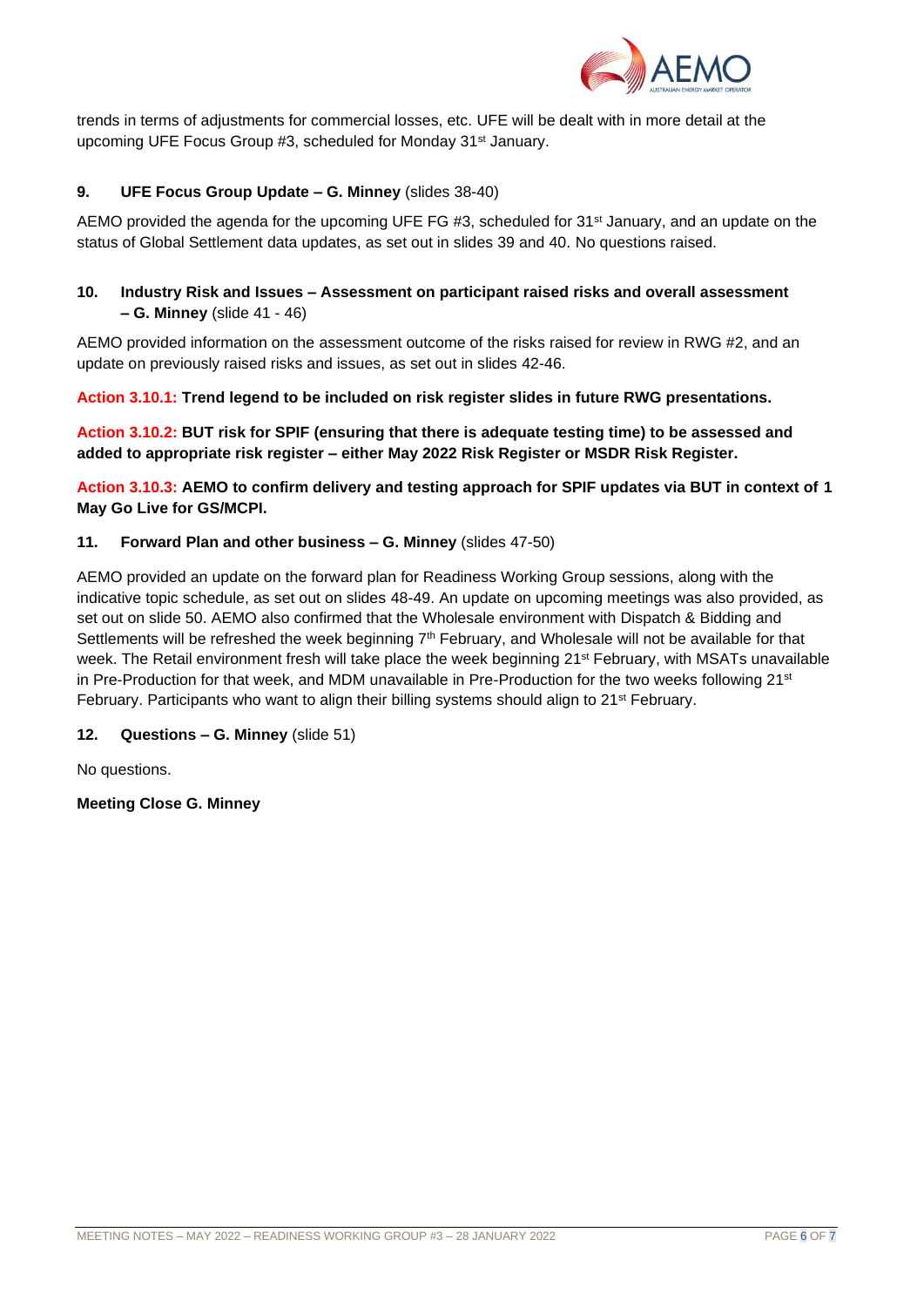trends in terms of adjustments for commercial losses, etc. UFE will be dealt with in more detail at the upcoming UFE Focus Group #3, scheduled for Monday 31st January.

### 9. UFE Focus Group Update – G. Minney (slides 38-40)

AEMO provided the agenda for the upcoming UFE FG #3, scheduled for 31st January, and an update on the status of Global Settlement data updates, as set out in slides 39 and 40. No questions raised.

### 10. Industry Risk and Issues – Assessment on participant raised risks and overall assessment – G. Minney (slide 41 - 46)

AEMO provided information on the assessment outcome of the risks raised for review in RWG #2, and an update on previously raised risks and issues, as set out in slides 42-46.

**Action 3.10.1: Trend legend to be included on risk register slides in future RWG presentations.**

**Action 3.10.2: BUT risk for SPIF (ensuring that there is adequate testing time) to be assessed and added to appropriate risk register – either May 2022 Risk Register or MSDR Risk Register.**

**Action 3.10.3: AEMO to confirm delivery and testing approach for SPIF updates via BUT in context of 1 May Go Live for GS/MCPI.**

### 11. Forward Plan and other business – G. Minney (slides 47-50)

AEMO provided an update on the forward plan for Readiness Working Group sessions, along with the indicative topic schedule, as set out on slides 48-49. An update on upcoming meetings was also provided, as set out on slide 50. AEMO also confirmed that the Wholesale environment with Dispatch & Bidding and Settlements will be refreshed the week beginning 7th February, and Wholesale will not be available for that week. The Retail environment fresh will take place the week beginning 21st February, with MSATs unavailable in Pre-Production for that week, and MDM unavailable in Pre-Production for the two weeks following 21st February. Participants who want to align their billing systems should align to 21st February.

### 12. Questions – G. Minney (slide 51)

No questions.

**Meeting Close G. Minney**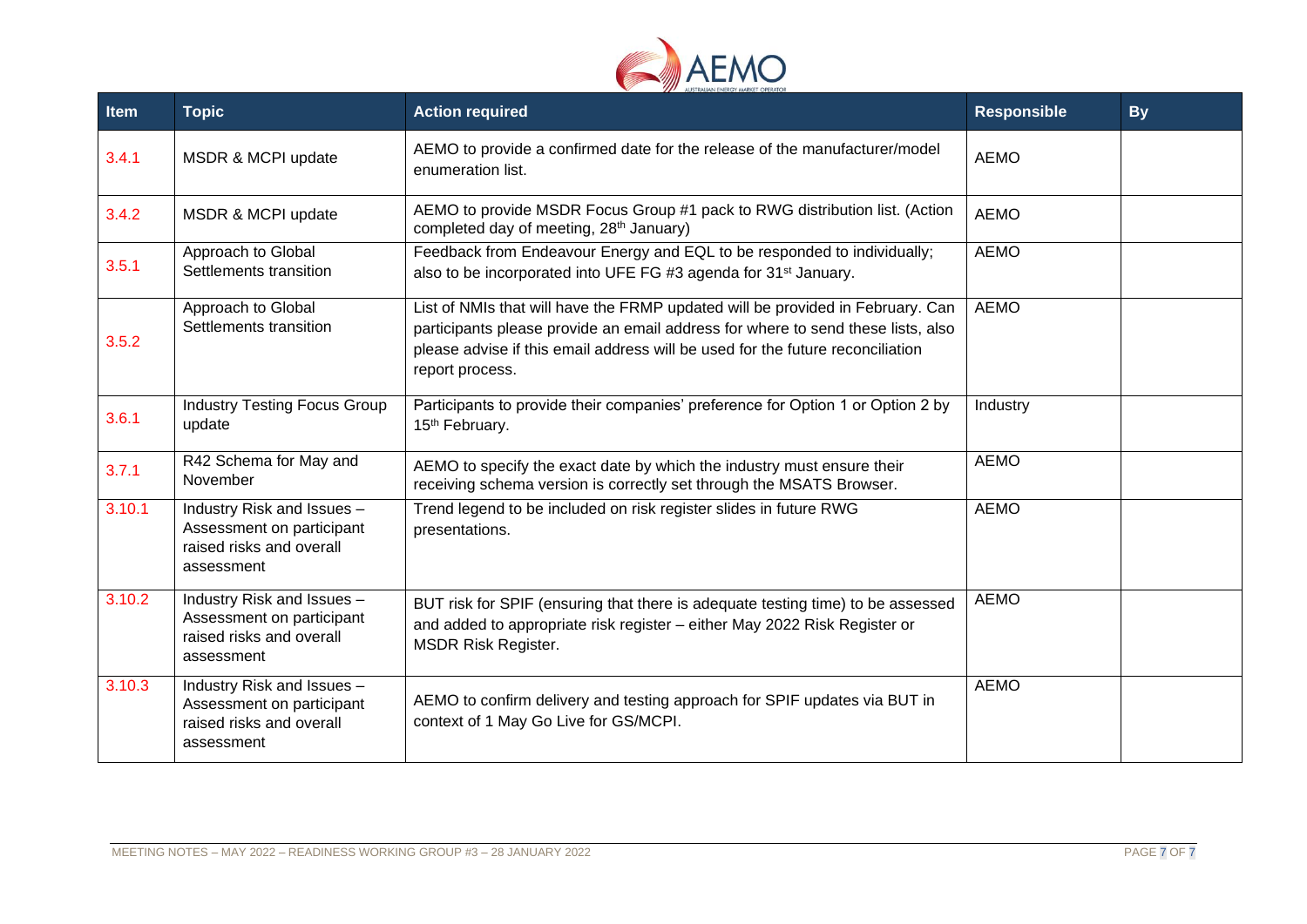| Item | Topic | Action required | Responsible | By |
|---|---|---|---|---|
| 3.4.1 | MSDR & MCPI update | AEMO to provide a confirmed date for the release of the manufacturer/model enumeration list. | AEMO | |
| 3.4.2 | MSDR & MCPI update | AEMO to provide MSDR Focus Group #1 pack to RWG distribution list. (Action completed day of meeting, 28th January) | AEMO | |
| 3.5.1 | Approach to Global Settlements transition | Feedback from Endeavour Energy and EQL to be responded to individually; also to be incorporated into UFE FG #3 agenda for 31st January. | AEMO | |
| 3.5.2 | Approach to Global Settlements transition | List of NMIs that will have the FRMP updated will be provided in February. Can participants please provide an email address for where to send these lists, also please advise if this email address will be used for the future reconciliation report process. | AEMO | |
| 3.6.1 | Industry Testing Focus Group update | Participants to provide their companies' preference for Option 1 or Option 2 by 15th February. | Industry | |
| 3.7.1 | R42 Schema for May and November | AEMO to specify the exact date by which the industry must ensure their receiving schema version is correctly set through the MSATS Browser. | AEMO | |
| 3.10.1 | Industry Risk and Issues – Assessment on participant raised risks and overall assessment | Trend legend to be included on risk register slides in future RWG presentations. | AEMO | |
| 3.10.2 | Industry Risk and Issues – Assessment on participant raised risks and overall assessment | BUT risk for SPIF (ensuring that there is adequate testing time) to be assessed and added to appropriate risk register – either May 2022 Risk Register or MSDR Risk Register. | AEMO | |
| 3.10.3 | Industry Risk and Issues – Assessment on participant raised risks and overall assessment | AEMO to confirm delivery and testing approach for SPIF updates via BUT in context of 1 May Go Live for GS/MCPI. | AEMO | |